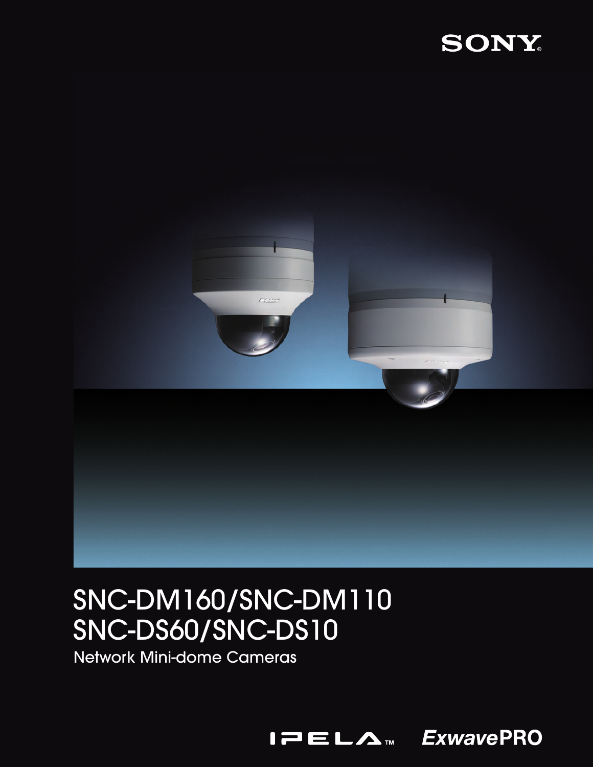SONY

# SNC-DM160/SNC-DM110
# SNC-DS60/SNC-DS10

Network Mini-dome Cameras

IPELA™ ExwavePRO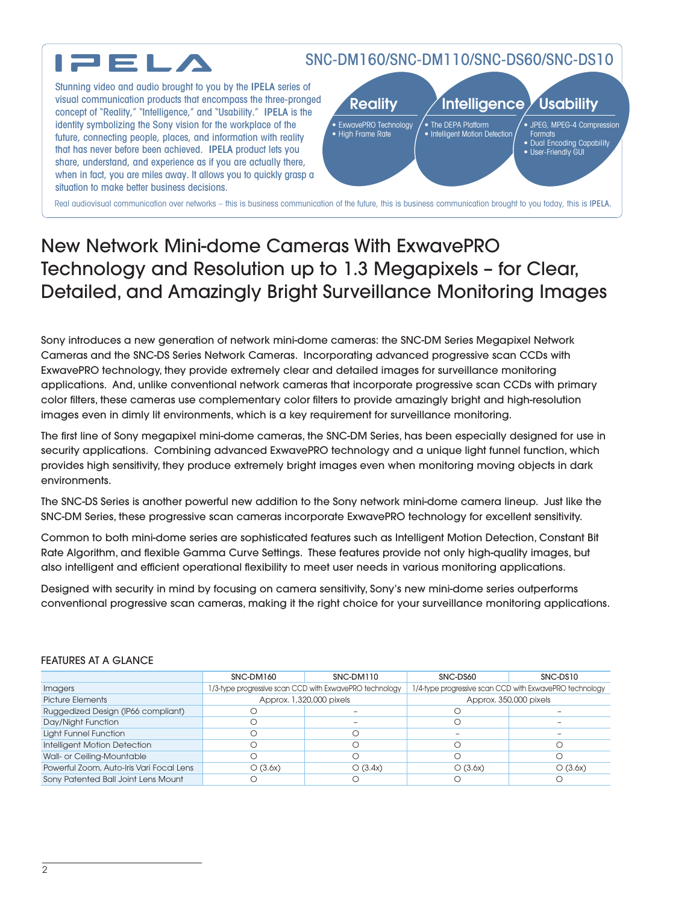# IPELA

## SNC-DM160/SNC-DM110/SNC-DS60/SNC-DS10

Stunning video and audio brought to you by the **IPELA** series of visual communication products that encompass the three-pronged concept of "Reality," "Intelligence," and "Usability." **IPELA** is the identity symbolizing the Sony vision for the workplace of the future, connecting people, places, and information with reality that has never before been achieved. **IPELA** product lets you share, understand, and experience as if you are actually there, when in fact, you are miles away. It allows you to quickly grasp a situation to make better business decisions.

**Reality**
- ExwavePRO Technology
- High Frame Rate

**Intelligence**
- The DEPA Platform
- Intelligent Motion Detection

**Usability**
- JPEG, MPEG-4 Compression Formats
- Dual Encoding Capability
- User-Friendly GUI

Real audiovisual communication over networks – this is business communication of the future, this is business communication brought to you today, this is **IPELA**.

# New Network Mini-dome Cameras With ExwavePRO Technology and Resolution up to 1.3 Megapixels – for Clear, Detailed, and Amazingly Bright Surveillance Monitoring Images

Sony introduces a new generation of network mini-dome cameras: the SNC-DM Series Megapixel Network Cameras and the SNC-DS Series Network Cameras. Incorporating advanced progressive scan CCDs with ExwavePRO technology, they provide extremely clear and detailed images for surveillance monitoring applications. And, unlike conventional network cameras that incorporate progressive scan CCDs with primary color filters, these cameras use complementary color filters to provide amazingly bright and high-resolution images even in dimly lit environments, which is a key requirement for surveillance monitoring.

The first line of Sony megapixel mini-dome cameras, the SNC-DM Series, has been especially designed for use in security applications. Combining advanced ExwavePRO technology and a unique light funnel function, which provides high sensitivity, they produce extremely bright images even when monitoring moving objects in dark environments.

The SNC-DS Series is another powerful new addition to the Sony network mini-dome camera lineup. Just like the SNC-DM Series, these progressive scan cameras incorporate ExwavePRO technology for excellent sensitivity.

Common to both mini-dome series are sophisticated features such as Intelligent Motion Detection, Constant Bit Rate Algorithm, and flexible Gamma Curve Settings. These features provide not only high-quality images, but also intelligent and efficient operational flexibility to meet user needs in various monitoring applications.

Designed with security in mind by focusing on camera sensitivity, Sony's new mini-dome series outperforms conventional progressive scan cameras, making it the right choice for your surveillance monitoring applications.

## FEATURES AT A GLANCE

| | SNC-DM160 | SNC-DM110 | SNC-DS60 | SNC-DS10 |
|---|---|---|---|---|
| Imagers | 1/3-type progressive scan CCD with ExwavePRO technology | | 1/4-type progressive scan CCD with ExwavePRO technology | |
| Picture Elements | Approx. 1,320,000 pixels | | Approx. 350,000 pixels | |
| Ruggedized Design (IP66 compliant) | ○ | – | ○ | – |
| Day/Night Function | ○ | – | ○ | – |
| Light Funnel Function | ○ | ○ | – | – |
| Intelligent Motion Detection | ○ | ○ | ○ | ○ |
| Wall- or Ceiling-Mountable | ○ | ○ | ○ | ○ |
| Powerful Zoom, Auto-Iris Vari Focal Lens | ○ (3.6x) | ○ (3.4x) | ○ (3.6x) | ○ (3.6x) |
| Sony Patented Ball Joint Lens Mount | ○ | ○ | ○ | ○ |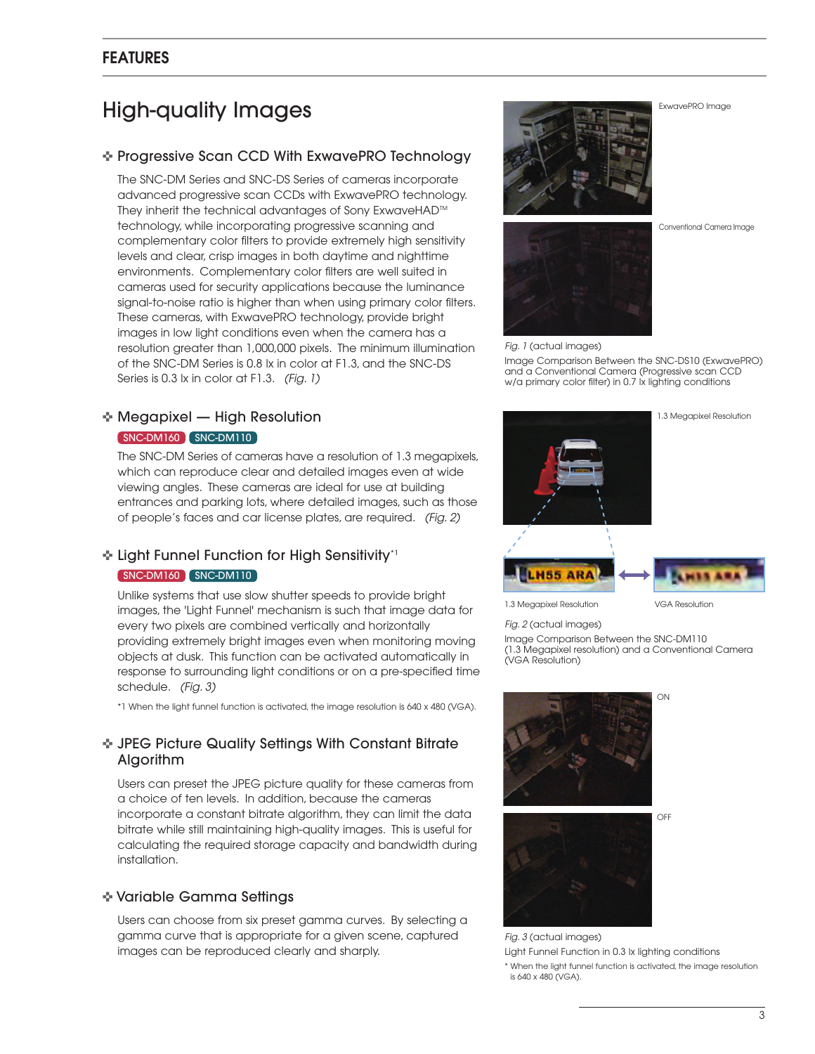## FEATURES

# High-quality Images

### Progressive Scan CCD With ExwavePRO Technology

The SNC-DM Series and SNC-DS Series of cameras incorporate advanced progressive scan CCDs with ExwavePRO technology. They inherit the technical advantages of Sony ExwaveHAD™ technology, while incorporating progressive scanning and complementary color filters to provide extremely high sensitivity levels and clear, crisp images in both daytime and nighttime environments. Complementary color filters are well suited in cameras used for security applications because the luminance signal-to-noise ratio is higher than when using primary color filters. These cameras, with ExwavePRO technology, provide bright images in low light conditions even when the camera has a resolution greater than 1,000,000 pixels. The minimum illumination of the SNC-DM Series is 0.8 lx in color at F1.3, and the SNC-DS Series is 0.3 lx in color at F1.3. *(Fig. 1)*

ExwavePRO Image

Conventional Camera Image

*Fig. 1* (actual images)
Image Comparison Between the SNC-DS10 (ExwavePRO) and a Conventional Camera (Progressive scan CCD w/a primary color filter) in 0.7 lx lighting conditions

### Megapixel — High Resolution

SNC-DM160 SNC-DM110

The SNC-DM Series of cameras have a resolution of 1.3 megapixels, which can reproduce clear and detailed images even at wide viewing angles. These cameras are ideal for use at building entrances and parking lots, where detailed images, such as those of people's faces and car license plates, are required. *(Fig. 2)*

1.3 Megapixel Resolution

1.3 Megapixel Resolution — VGA Resolution

*Fig. 2* (actual images)
Image Comparison Between the SNC-DM110 (1.3 Megapixel resolution) and a Conventional Camera (VGA Resolution)

### Light Funnel Function for High Sensitivity*1

SNC-DM160 SNC-DM110

Unlike systems that use slow shutter speeds to provide bright images, the 'Light Funnel' mechanism is such that image data for every two pixels are combined vertically and horizontally providing extremely bright images even when monitoring moving objects at dusk. This function can be activated automatically in response to surrounding light conditions or on a pre-specified time schedule. *(Fig. 3)*

*1 When the light funnel function is activated, the image resolution is 640 x 480 (VGA).

ON

OFF

*Fig. 3* (actual images)
Light Funnel Function in 0.3 lx lighting conditions
* When the light funnel function is activated, the image resolution is 640 x 480 (VGA).

### JPEG Picture Quality Settings With Constant Bitrate Algorithm

Users can preset the JPEG picture quality for these cameras from a choice of ten levels. In addition, because the cameras incorporate a constant bitrate algorithm, they can limit the data bitrate while still maintaining high-quality images. This is useful for calculating the required storage capacity and bandwidth during installation.

### Variable Gamma Settings

Users can choose from six preset gamma curves. By selecting a gamma curve that is appropriate for a given scene, captured images can be reproduced clearly and sharply.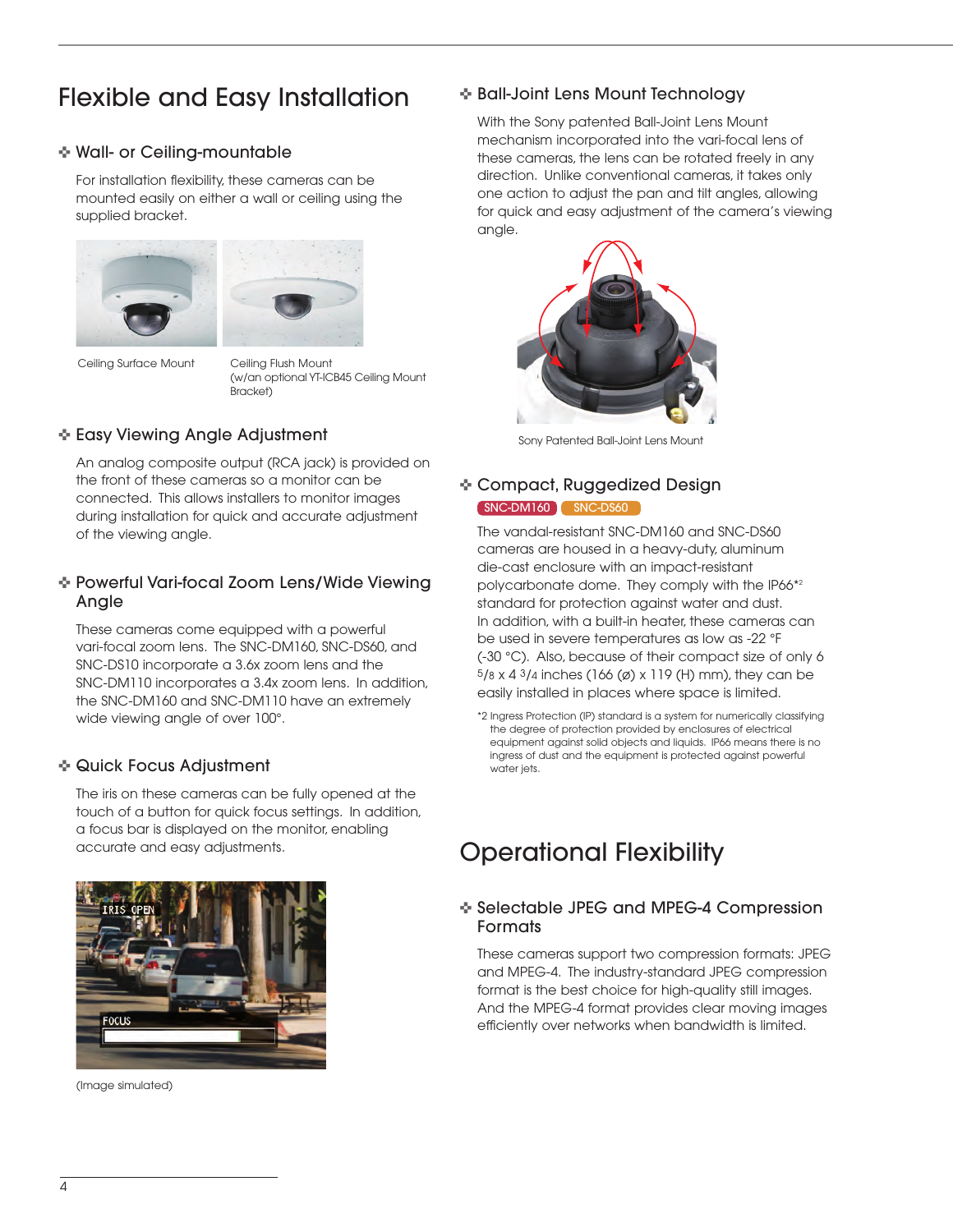# Flexible and Easy Installation

### Wall- or Ceiling-mountable

For installation flexibility, these cameras can be mounted easily on either a wall or ceiling using the supplied bracket.

Ceiling Surface Mount

Ceiling Flush Mount (w/an optional YT-ICB45 Ceiling Mount Bracket)

### Easy Viewing Angle Adjustment

An analog composite output (RCA jack) is provided on the front of these cameras so a monitor can be connected. This allows installers to monitor images during installation for quick and accurate adjustment of the viewing angle.

### Powerful Vari-focal Zoom Lens/Wide Viewing Angle

These cameras come equipped with a powerful vari-focal zoom lens. The SNC-DM160, SNC-DS60, and SNC-DS10 incorporate a 3.6x zoom lens and the SNC-DM110 incorporates a 3.4x zoom lens. In addition, the SNC-DM160 and SNC-DM110 have an extremely wide viewing angle of over 100°.

### Quick Focus Adjustment

The iris on these cameras can be fully opened at the touch of a button for quick focus settings. In addition, a focus bar is displayed on the monitor, enabling accurate and easy adjustments.

(Image simulated)

### Ball-Joint Lens Mount Technology

With the Sony patented Ball-Joint Lens Mount mechanism incorporated into the vari-focal lens of these cameras, the lens can be rotated freely in any direction. Unlike conventional cameras, it takes only one action to adjust the pan and tilt angles, allowing for quick and easy adjustment of the camera's viewing angle.

Sony Patented Ball-Joint Lens Mount

### Compact, Ruggedized Design

SNC-DM160 SNC-DS60

The vandal-resistant SNC-DM160 and SNC-DS60 cameras are housed in a heavy-duty, aluminum die-cast enclosure with an impact-resistant polycarbonate dome. They comply with the IP66*2 standard for protection against water and dust. In addition, with a built-in heater, these cameras can be used in severe temperatures as low as -22 °F (-30 °C). Also, because of their compact size of only 6 5/8 x 4 3/4 inches (166 (ø) x 119 (H) mm), they can be easily installed in places where space is limited.

*2 Ingress Protection (IP) standard is a system for numerically classifying the degree of protection provided by enclosures of electrical equipment against solid objects and liquids. IP66 means there is no ingress of dust and the equipment is protected against powerful water jets.

# Operational Flexibility

### Selectable JPEG and MPEG-4 Compression Formats

These cameras support two compression formats: JPEG and MPEG-4. The industry-standard JPEG compression format is the best choice for high-quality still images. And the MPEG-4 format provides clear moving images efficiently over networks when bandwidth is limited.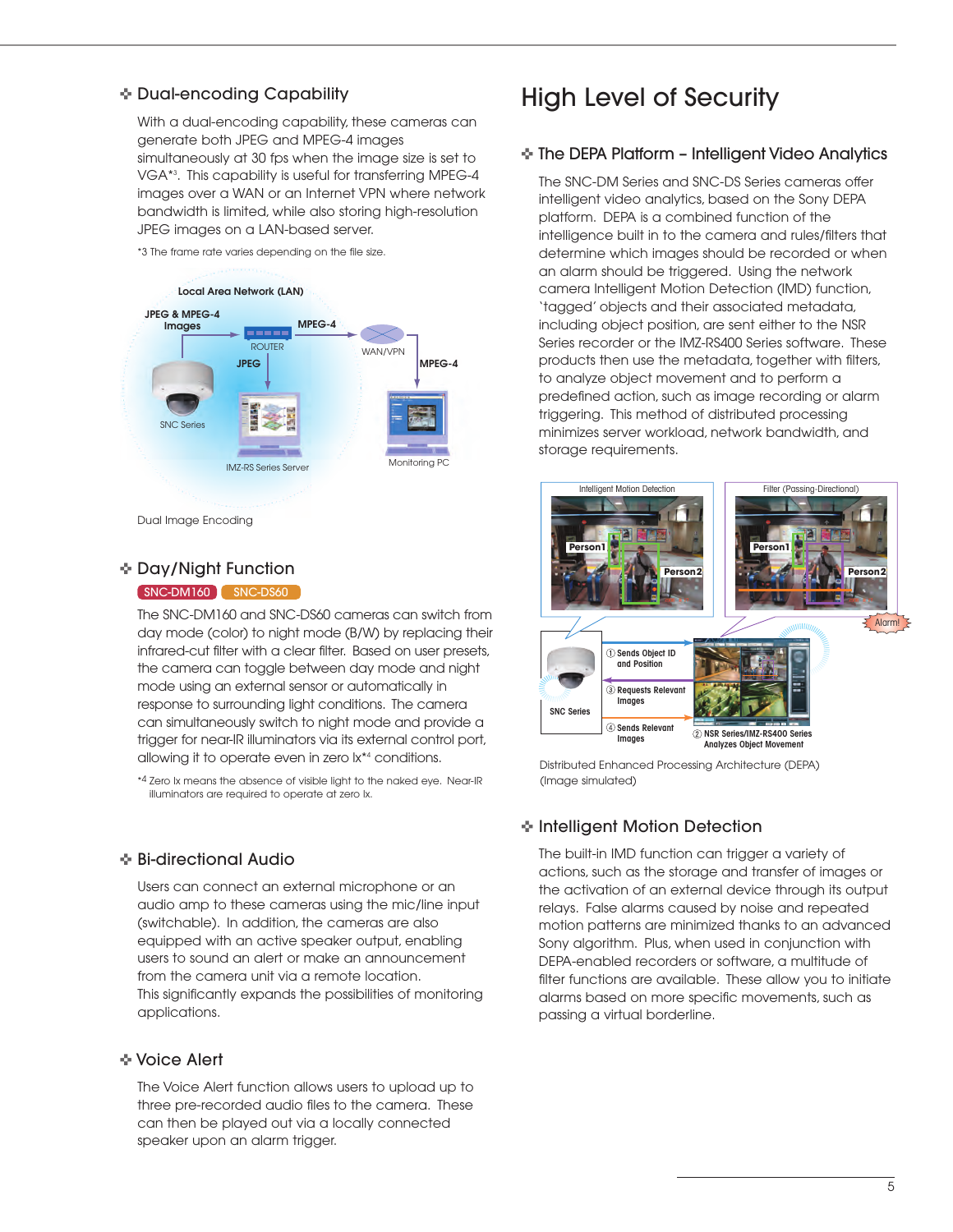## Dual-encoding Capability

With a dual-encoding capability, these cameras can generate both JPEG and MPEG-4 images simultaneously at 30 fps when the image size is set to VGA*3. This capability is useful for transferring MPEG-4 images over a WAN or an Internet VPN where network bandwidth is limited, while also storing high-resolution JPEG images on a LAN-based server.

*3 The frame rate varies depending on the file size.

Dual Image Encoding

## Day/Night Function

SNC-DM160 SNC-DS60

The SNC-DM160 and SNC-DS60 cameras can switch from day mode (color) to night mode (B/W) by replacing their infrared-cut filter with a clear filter. Based on user presets, the camera can toggle between day mode and night mode using an external sensor or automatically in response to surrounding light conditions. The camera can simultaneously switch to night mode and provide a trigger for near-IR illuminators via its external control port, allowing it to operate even in zero lx*4 conditions.

*4 Zero lx means the absence of visible light to the naked eye. Near-IR illuminators are required to operate at zero lx.

## Bi-directional Audio

Users can connect an external microphone or an audio amp to these cameras using the mic/line input (switchable). In addition, the cameras are also equipped with an active speaker output, enabling users to sound an alert or make an announcement from the camera unit via a remote location.
This significantly expands the possibilities of monitoring applications.

## Voice Alert

The Voice Alert function allows users to upload up to three pre-recorded audio files to the camera. These can then be played out via a locally connected speaker upon an alarm trigger.

# High Level of Security

## The DEPA Platform – Intelligent Video Analytics

The SNC-DM Series and SNC-DS Series cameras offer intelligent video analytics, based on the Sony DEPA platform. DEPA is a combined function of the intelligence built in to the camera and rules/filters that determine which images should be recorded or when an alarm should be triggered. Using the network camera Intelligent Motion Detection (IMD) function, 'tagged' objects and their associated metadata, including object position, are sent either to the NSR Series recorder or the IMZ-RS400 Series software. These products then use the metadata, together with filters, to analyze object movement and to perform a predefined action, such as image recording or alarm triggering. This method of distributed processing minimizes server workload, network bandwidth, and storage requirements.

Distributed Enhanced Processing Architecture (DEPA)
(Image simulated)

## Intelligent Motion Detection

The built-in IMD function can trigger a variety of actions, such as the storage and transfer of images or the activation of an external device through its output relays. False alarms caused by noise and repeated motion patterns are minimized thanks to an advanced Sony algorithm. Plus, when used in conjunction with DEPA-enabled recorders or software, a multitude of filter functions are available. These allow you to initiate alarms based on more specific movements, such as passing a virtual borderline.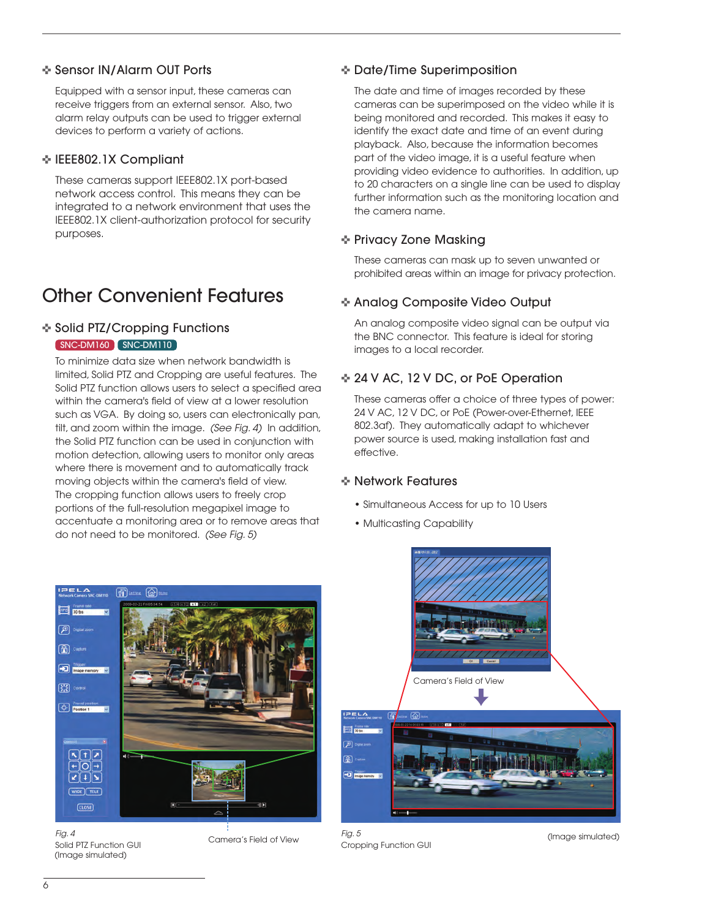### Sensor IN/Alarm OUT Ports

Equipped with a sensor input, these cameras can receive triggers from an external sensor. Also, two alarm relay outputs can be used to trigger external devices to perform a variety of actions.

### IEEE802.1X Compliant

These cameras support IEEE802.1X port-based network access control. This means they can be integrated to a network environment that uses the IEEE802.1X client-authorization protocol for security purposes.

## Other Convenient Features

### Solid PTZ/Cropping Functions

SNC-DM160 SNC-DM110

To minimize data size when network bandwidth is limited, Solid PTZ and Cropping are useful features. The Solid PTZ function allows users to select a specified area within the camera's field of view at a lower resolution such as VGA. By doing so, users can electronically pan, tilt, and zoom within the image. *(See Fig. 4)* In addition, the Solid PTZ function can be used in conjunction with motion detection, allowing users to monitor only areas where there is movement and to automatically track moving objects within the camera's field of view. The cropping function allows users to freely crop portions of the full-resolution megapixel image to accentuate a monitoring area or to remove areas that do not need to be monitored. *(See Fig. 5)*

### Date/Time Superimposition

The date and time of images recorded by these cameras can be superimposed on the video while it is being monitored and recorded. This makes it easy to identify the exact date and time of an event during playback. Also, because the information becomes part of the video image, it is a useful feature when providing video evidence to authorities. In addition, up to 20 characters on a single line can be used to display further information such as the monitoring location and the camera name.

### Privacy Zone Masking

These cameras can mask up to seven unwanted or prohibited areas within an image for privacy protection.

### Analog Composite Video Output

An analog composite video signal can be output via the BNC connector. This feature is ideal for storing images to a local recorder.

### 24 V AC, 12 V DC, or PoE Operation

These cameras offer a choice of three types of power: 24 V AC, 12 V DC, or PoE (Power-over-Ethernet, IEEE 802.3af). They automatically adapt to whichever power source is used, making installation fast and effective.

### Network Features

- Simultaneous Access for up to 10 Users
- Multicasting Capability

Camera's Field of View

*Fig. 4*
Solid PTZ Function GUI
(Image simulated)

Camera's Field of View

*Fig. 5*
Cropping Function GUI

(Image simulated)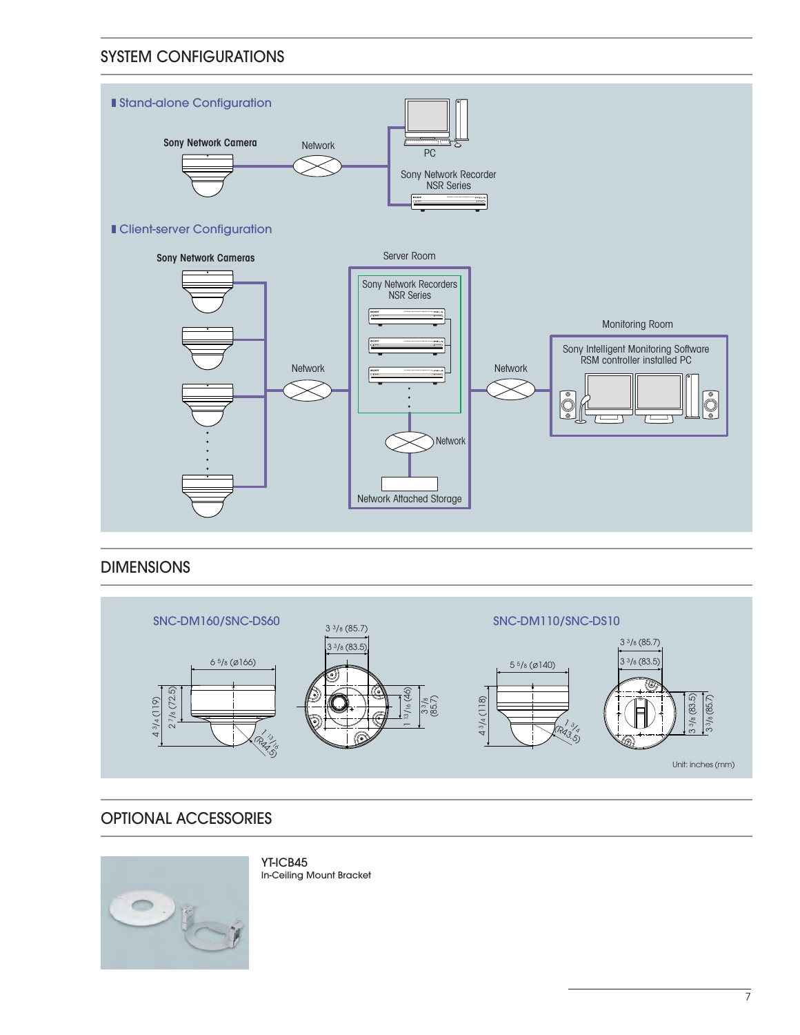## SYSTEM CONFIGURATIONS

### Stand-alone Configuration

Sony Network Camera

Network

PC

Sony Network Recorder NSR Series

### Client-server Configuration

Sony Network Cameras

Network

Server Room

Sony Network Recorders NSR Series

Network

Network Attached Storage

Network

Monitoring Room

Sony Intelligent Monitoring Software RSM controller installed PC

## DIMENSIONS

**SNC-DM160/SNC-DS60**

6 5/8 (ø166)

4 3/4 (119)

2 7/8 (72.5)

1 13/16 (R44.5)

3 3/8 (85.7)

3 3/8 (83.5)

1 13/16 (46)

3 3/8 (85.7)

**SNC-DM110/SNC-DS10**

5 5/8 (ø140)

4 3/4 (118)

1 3/4 (R43.5)

3 3/8 (85.7)

3 3/8 (83.5)

3 3/8 (83.5)

3 3/8 (85.7)

Unit: inches (mm)

## OPTIONAL ACCESSORIES

**YT-ICB45**
In-Ceiling Mount Bracket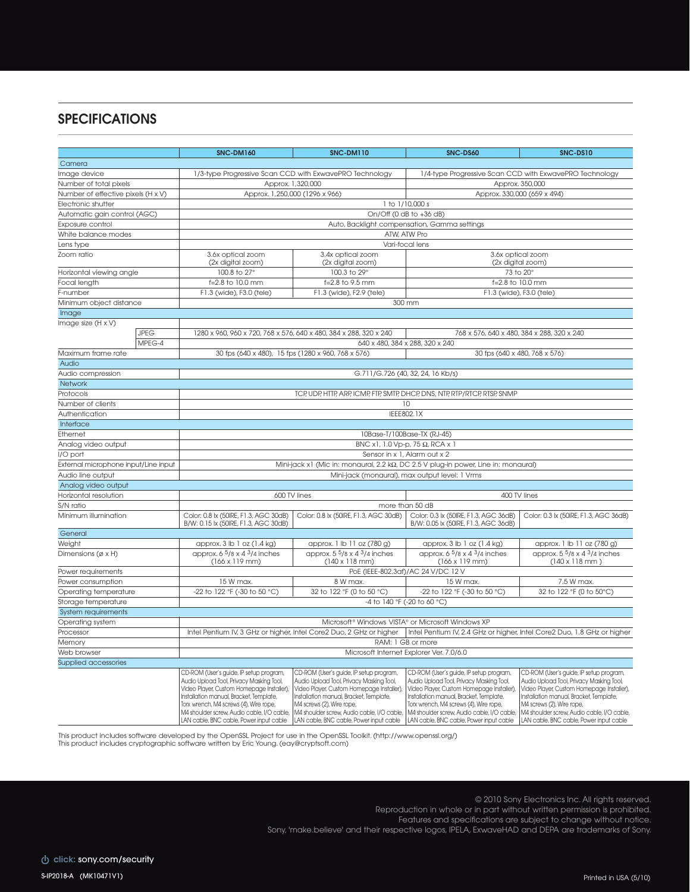## SPECIFICATIONS

| | | SNC-DM160 | SNC-DM110 | SNC-DS60 | SNC-DS10 |
|---|---|---|---|---|---|
| Camera | | | | | |
| Image device | | 1/3-type Progressive Scan CCD with ExwavePRO Technology | | 1/4-type Progressive Scan CCD with ExwavePRO Technology | |
| Number of total pixels | | Approx. 1,320,000 | | Approx. 350,000 | |
| Number of effective pixels (H x V) | | Approx. 1,250,000 (1296 x 966) | | Approx. 330,000 (659 x 494) | |
| Electronic shutter | | 1 to 1/10,000 s | | | |
| Automatic gain control (AGC) | | On/Off (0 dB to +36 dB) | | | |
| Exposure control | | Auto, Backlight compensation, Gamma settings | | | |
| White balance modes | | ATW, ATW Pro | | | |
| Lens type | | Vari-focal lens | | | |
| Zoom ratio | | 3.6x optical zoom (2x digital zoom) | 3.4x optical zoom (2x digital zoom) | 3.6x optical zoom (2x digital zoom) | |
| Horizontal viewing angle | | 100.8 to 27° | 100.3 to 29° | 73 to 20° | |
| Focal length | | f=2.8 to 10.0 mm | f=2.8 to 9.5 mm | f=2.8 to 10.0 mm | |
| F-number | | F1.3 (wide), F3.0 (tele) | F1.3 (wide), F2.9 (tele) | F1.3 (wide), F3.0 (tele) | |
| Minimum object distance | | 300 mm | | | |
| Image | | | | | |
| Image size (H x V) | | | | | |
| | JPEG | 1280 x 960, 960 x 720, 768 x 576, 640 x 480, 384 x 288, 320 x 240 | | 768 x 576, 640 x 480, 384 x 288, 320 x 240 | |
| | MPEG-4 | 640 x 480, 384 x 288, 320 x 240 | | | |
| Maximum frame rate | | 30 fps (640 x 480), 15 fps (1280 x 960, 768 x 576) | | 30 fps (640 x 480, 768 x 576) | |
| Audio | | | | | |
| Audio compression | | G.711/G.726 (40, 32, 24, 16 Kb/s) | | | |
| Network | | | | | |
| Protocols | | TCP, UDP, HTTP, ARP, ICMP, FTP, SMTP, DHCP, DNS, NTP, RTP/RTCP, RTSP, SNMP | | | |
| Number of clients | | 10 | | | |
| Authentication | | IEEE802.1X | | | |
| Interface | | | | | |
| Ethernet | | 10Base-T/100Base-TX (RJ-45) | | | |
| Analog video output | | BNC x1, 1.0 Vp-p, 75 Ω, RCA x 1 | | | |
| I/O port | | Sensor in x 1, Alarm out x 2 | | | |
| External microphone input/Line input | | Mini-jack x1 (Mic in: monaural, 2.2 kΩ, DC 2.5 V plug-in power, Line in: monaural) | | | |
| Audio line output | | Mini-jack (monaural), max output level: 1 Vrms | | | |
| Analog video output | | | | | |
| Horizontal resolution | | 600 TV lines | | 400 TV lines | |
| S/N ratio | | more than 50 dB | | | |
| Minimum illumination | | Color: 0.8 lx (50IRE, F1.3, AGC 30dB) B/W: 0.15 lx (50IRE, F1.3, AGC 30dB) | Color: 0.8 lx (50IRE, F1.3, AGC 30dB) | Color: 0.3 lx (50IRE, F1.3, AGC 36dB) B/W: 0.05 lx (50IRE, F1.3, AGC 36dB) | Color: 0.3 lx (50IRE, F1.3, AGC 36dB) |
| General | | | | | |
| Weight | | approx. 3 lb 1 oz (1.4 kg) | approx. 1 lb 11 oz (780 g) | approx. 3 lb 1 oz (1.4 kg) | approx. 1 lb 11 oz (780 g) |
| Dimensions (ø x H) | | approx. 6 5/8 x 4 3/4 inches (166 x 119 mm) | approx. 5 5/8 x 4 3/4 inches (140 x 118 mm) | approx. 6 5/8 x 4 3/4 inches (166 x 119 mm) | approx. 5 5/8 x 4 3/4 inches (140 x 118 mm ) |
| Power requirements | | PoE (IEEE-802.3af)/AC 24 V/DC 12 V | | | |
| Power consumption | | 15 W max. | 8 W max. | 15 W max. | 7.5 W max. |
| Operating temperature | | -22 to 122 °F (-30 to 50 °C) | 32 to 122 °F (0 to 50 °C) | -22 to 122 °F (-30 to 50 °C) | 32 to 122 °F (0 to 50°C) |
| Storage temperature | | -4 to 140 °F (-20 to 60 °C) | | | |
| System requirements | | | | | |
| Operating system | | Microsoft® Windows VISTA® or Microsoft Windows XP | | | |
| Processor | | Intel Pentium IV, 3 GHz or higher, Intel Core2 Duo, 2 GHz or higher | | Intel Pentium IV, 2.4 GHz or higher, Intel Core2 Duo, 1.8 GHz or higher | |
| Memory | | RAM: 1 GB or more | | | |
| Web browser | | Microsoft Internet Explorer Ver. 7.0/6.0 | | | |
| Supplied accessories | | | | | |
| | | CD-ROM (User's guide, IP setup program, Audio Upload Tool, Privacy Masking Tool, Video Player, Custom Homepage Installer), Installation manual, Bracket, Template, Torx wrench, M4 screws (4), Wire rope, M4 shoulder screw, Audio cable, I/O cable, LAN cable, BNC cable, Power input cable | CD-ROM (User's guide, IP setup program, Audio Upload Tool, Privacy Masking Tool, Video Player, Custom Homepage Installer), Installation manual, Bracket, Template, M4 screws (2), Wire rope, M4 shoulder screw, Audio cable, I/O cable, LAN cable, BNC cable, Power input cable | CD-ROM (User's guide, IP setup program, Audio Upload Tool, Privacy Masking Tool, Video Player, Custom Homepage Installer), Installation manual, Bracket, Template, Torx wrench, M4 screws (4), Wire rope, M4 shoulder screw, Audio cable, I/O cable, LAN cable, BNC cable, Power input cable | CD-ROM (User's guide, IP setup program, Audio Upload Tool, Privacy Masking Tool, Video Player, Custom Homepage Installer), Installation manual, Bracket, Template, M4 screws (2), Wire rope, M4 shoulder screw, Audio cable, I/O cable, LAN cable, BNC cable, Power input cable |

This product includes software developed by the OpenSSL Project for use in the OpenSSL Toolkit. (http://www.openssl.org/)
This product includes cryptographic software written by Eric Young. (eay@cryptsoft.com)

© 2010 Sony Electronics Inc. All rights reserved.
Reproduction in whole or in part without written permission is prohibited.
Features and specifications are subject to change without notice.
Sony, 'make.believe' and their respective logos, IPELA, ExwaveHAD and DEPA are trademarks of Sony.

click: sony.com/security

S-IP2018-A (MK10471V1)

Printed in USA (5/10)